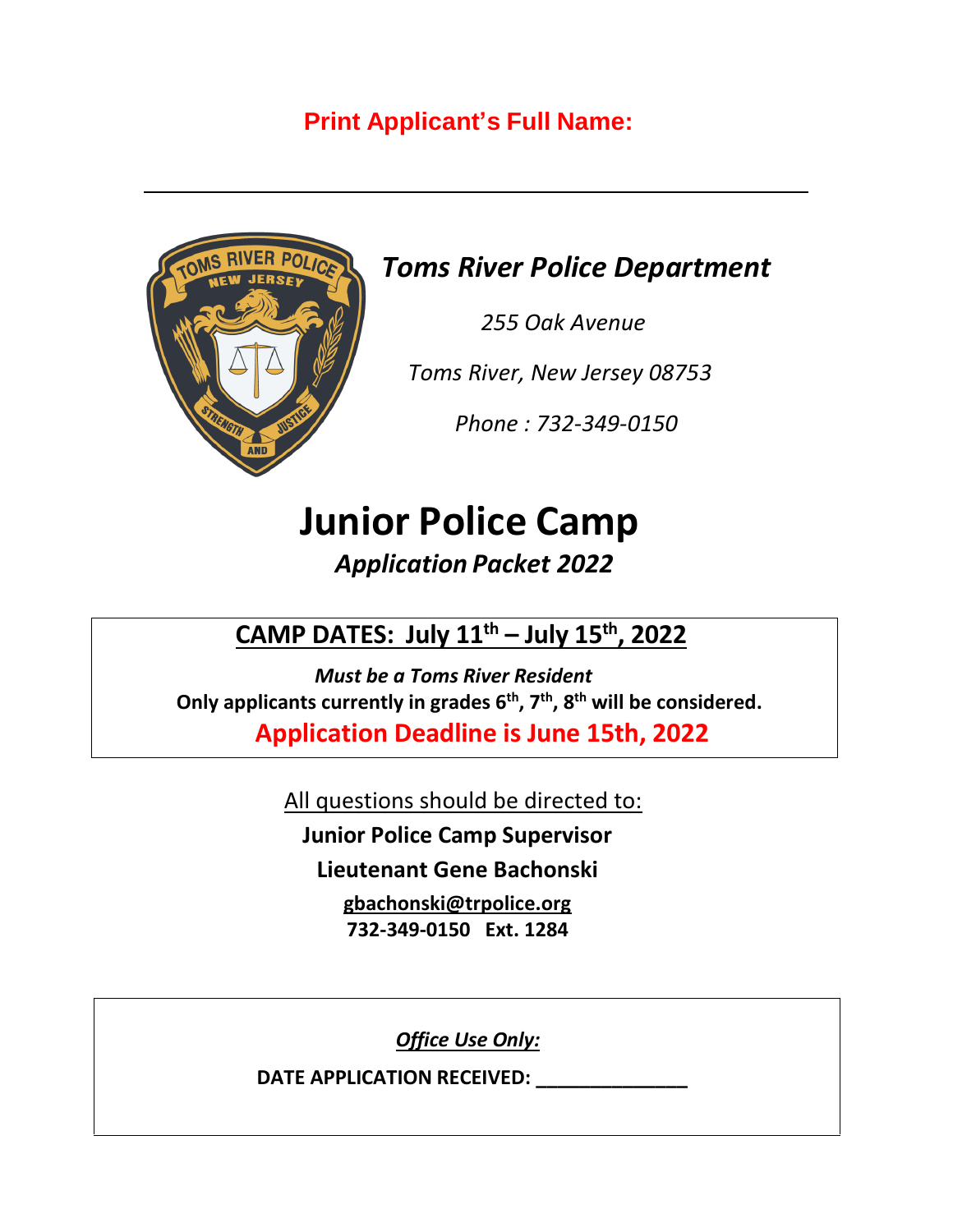**Print Applicant's Full Name:**

\_\_\_\_\_\_\_\_\_\_\_\_\_\_\_\_\_\_\_\_\_\_\_\_\_\_\_\_\_\_\_\_\_\_\_\_\_\_\_\_\_\_\_\_\_\_\_\_\_\_

## *Toms River Police Department*

*255 Oak Avenue*

*Toms River, New Jersey 08753*

*Phone : 732-349-0150*

# Junior Police Camp

## *Application Packet 2022*

**CAMP DATES: July 11th – July 15th, 2022**

***Must be a Toms River Resident***

**Only applicants currently in grades 6th, 7th, 8th will be considered.**

**Application Deadline is June 15th, 2022**

All questions should be directed to:

**Junior Police Camp Supervisor**

**Lieutenant Gene Bachonski**

**gbachonski@trpolice.org**

**732-349-0150 Ext. 1284**

***Office Use Only:***

**DATE APPLICATION RECEIVED: \_\_\_\_\_\_\_\_\_\_\_\_\_\_\_**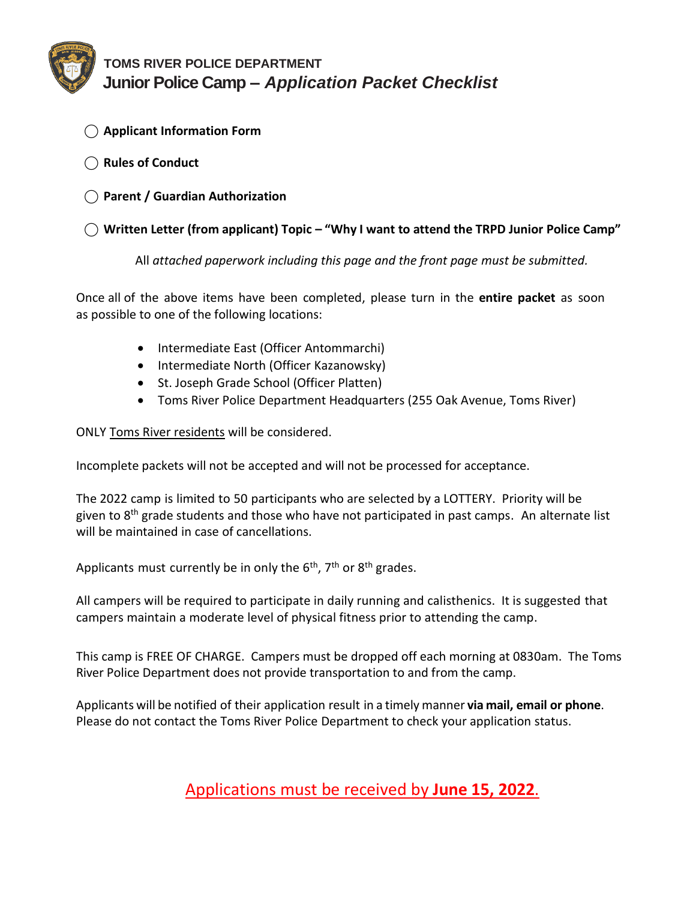**TOMS RIVER POLICE DEPARTMENT**

# Junior Police Camp – *Application Packet Checklist*

- ◯ **Applicant Information Form**
- ◯ **Rules of Conduct**
- ◯ **Parent / Guardian Authorization**
- ◯ **Written Letter (from applicant) Topic – "Why I want to attend the TRPD Junior Police Camp"**

All *attached paperwork including this page and the front page must be submitted.*

Once all of the above items have been completed, please turn in the **entire packet** as soon as possible to one of the following locations:

- Intermediate East (Officer Antommarchi)
- Intermediate North (Officer Kazanowsky)
- St. Joseph Grade School (Officer Platten)
- Toms River Police Department Headquarters (255 Oak Avenue, Toms River)

ONLY Toms River residents will be considered.

Incomplete packets will not be accepted and will not be processed for acceptance.

The 2022 camp is limited to 50 participants who are selected by a LOTTERY. Priority will be given to 8th grade students and those who have not participated in past camps. An alternate list will be maintained in case of cancellations.

Applicants must currently be in only the 6th, 7th or 8th grades.

All campers will be required to participate in daily running and calisthenics. It is suggested that campers maintain a moderate level of physical fitness prior to attending the camp.

This camp is FREE OF CHARGE. Campers must be dropped off each morning at 0830am. The Toms River Police Department does not provide transportation to and from the camp.

Applicants will be notified of their application result in a timely manner **via mail, email or phone**. Please do not contact the Toms River Police Department to check your application status.

Applications must be received by **June 15, 2022**.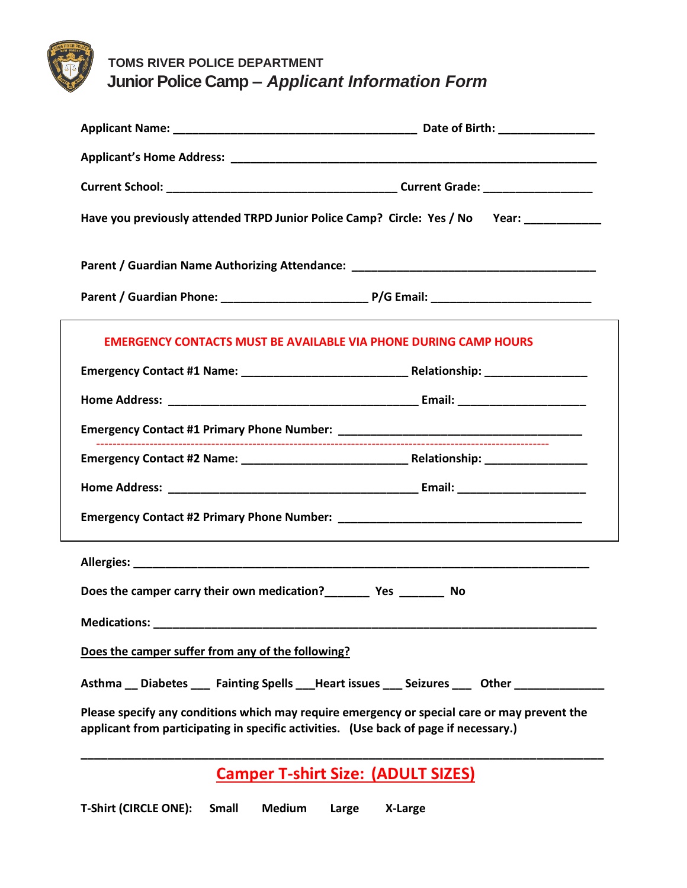TOMS RIVER POLICE DEPARTMENT

# Junior Police Camp – *Applicant Information Form*

**Applicant Name:** ______________________________________ **Date of Birth:** _______________

**Applicant's Home Address:** _________________________________________________________

**Current School:** ____________________________________ **Current Grade:** _________________

**Have you previously attended TRPD Junior Police Camp? Circle: Yes / No Year:** ___________

**Parent / Guardian Name Authorizing Attendance:** ______________________________________

**Parent / Guardian Phone:** ______________________ **P/G Email:** _________________________

---

**EMERGENCY CONTACTS MUST BE AVAILABLE VIA PHONE DURING CAMP HOURS**

**Emergency Contact #1 Name:** __________________________ **Relationship:** ________________

**Home Address:** _______________________________________ **Email:** ____________________

**Emergency Contact #1 Primary Phone Number:** ______________________________________

**Emergency Contact #2 Name:** __________________________ **Relationship:** ________________

**Home Address:** _______________________________________ **Email:** ____________________

**Emergency Contact #2 Primary Phone Number:** ______________________________________

---

**Allergies:** _______________________________________________________________________

**Does the camper carry their own medication?**_______ **Yes** _______ **No**

**Medications:** _____________________________________________________________________

**Does the camper suffer from any of the following?**

**Asthma** __ **Diabetes** ___ **Fainting Spells** ___**Heart issues** ___ **Seizures** ___ **Other** ______________

**Please specify any conditions which may require emergency or special care or may prevent the applicant from participating in specific activities. (Use back of page if necessary.)**

_________________________________________________________________________________

## Camper T-shirt Size: (ADULT SIZES)

**T-Shirt (CIRCLE ONE): Small Medium Large X-Large**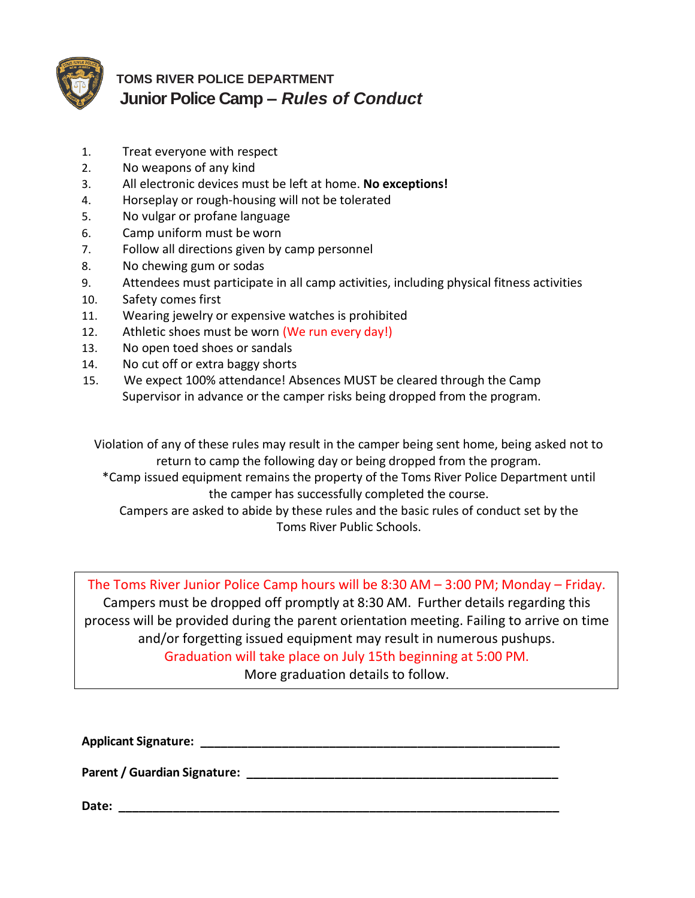# TOMS RIVER POLICE DEPARTMENT

## Junior Police Camp – *Rules of Conduct*

1. Treat everyone with respect
2. No weapons of any kind
3. All electronic devices must be left at home. **No exceptions!**
4. Horseplay or rough-housing will not be tolerated
5. No vulgar or profane language
6. Camp uniform must be worn
7. Follow all directions given by camp personnel
8. No chewing gum or sodas
9. Attendees must participate in all camp activities, including physical fitness activities
10. Safety comes first
11. Wearing jewelry or expensive watches is prohibited
12. Athletic shoes must be worn (We run every day!)
13. No open toed shoes or sandals
14. No cut off or extra baggy shorts
15. We expect 100% attendance! Absences MUST be cleared through the Camp Supervisor in advance or the camper risks being dropped from the program.

Violation of any of these rules may result in the camper being sent home, being asked not to return to camp the following day or being dropped from the program.

*Camp issued equipment remains the property of the Toms River Police Department until the camper has successfully completed the course.

Campers are asked to abide by these rules and the basic rules of conduct set by the Toms River Public Schools.

The Toms River Junior Police Camp hours will be 8:30 AM – 3:00 PM; Monday – Friday.
Campers must be dropped off promptly at 8:30 AM. Further details regarding this process will be provided during the parent orientation meeting. Failing to arrive on time and/or forgetting issued equipment may result in numerous pushups.
Graduation will take place on July 15th beginning at 5:00 PM.
More graduation details to follow.

**Applicant Signature:** ______________________________________________

**Parent / Guardian Signature:** ________________________________________

**Date:** ________________________________________________________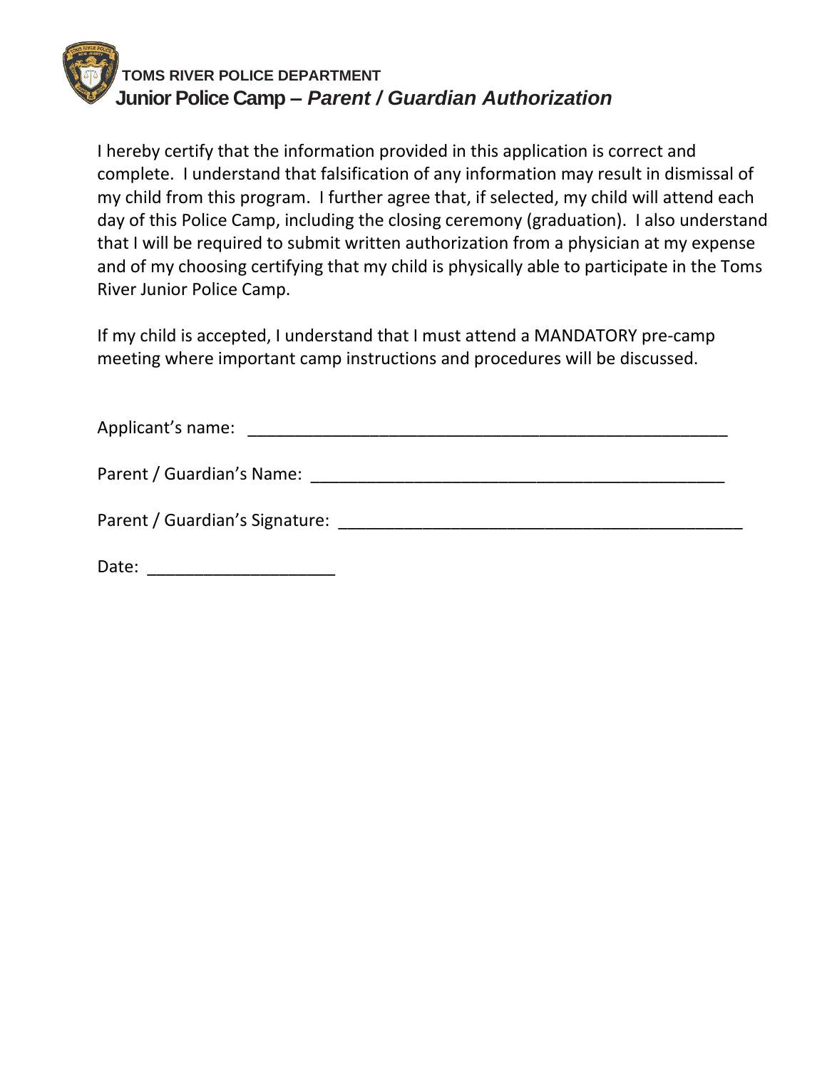**TOMS RIVER POLICE DEPARTMENT**

# Junior Police Camp – *Parent / Guardian Authorization*

I hereby certify that the information provided in this application is correct and complete. I understand that falsification of any information may result in dismissal of my child from this program. I further agree that, if selected, my child will attend each day of this Police Camp, including the closing ceremony (graduation). I also understand that I will be required to submit written authorization from a physician at my expense and of my choosing certifying that my child is physically able to participate in the Toms River Junior Police Camp.

If my child is accepted, I understand that I must attend a MANDATORY pre-camp meeting where important camp instructions and procedures will be discussed.

Applicant's name: ______________________________________________________

Parent / Guardian's Name: _______________________________________________

Parent / Guardian's Signature: ____________________________________________

Date: _____________________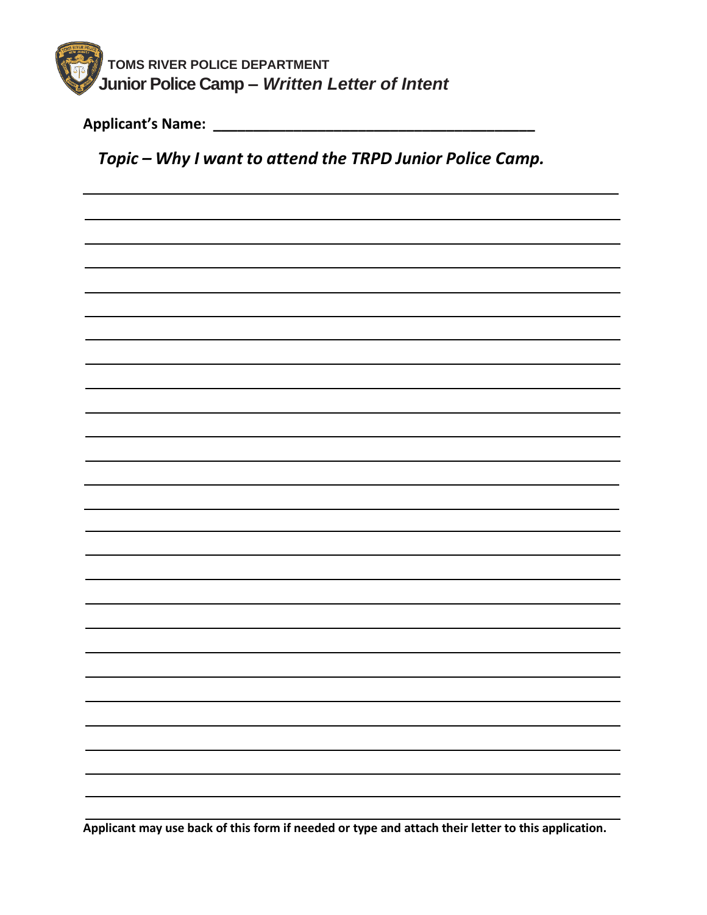**TOMS RIVER POLICE DEPARTMENT**

# Junior Police Camp – *Written Letter of Intent*

**Applicant's Name: ________________________________________**

***Topic – Why I want to attend the TRPD Junior Police Camp.***

**Applicant may use back of this form if needed or type and attach their letter to this application.**